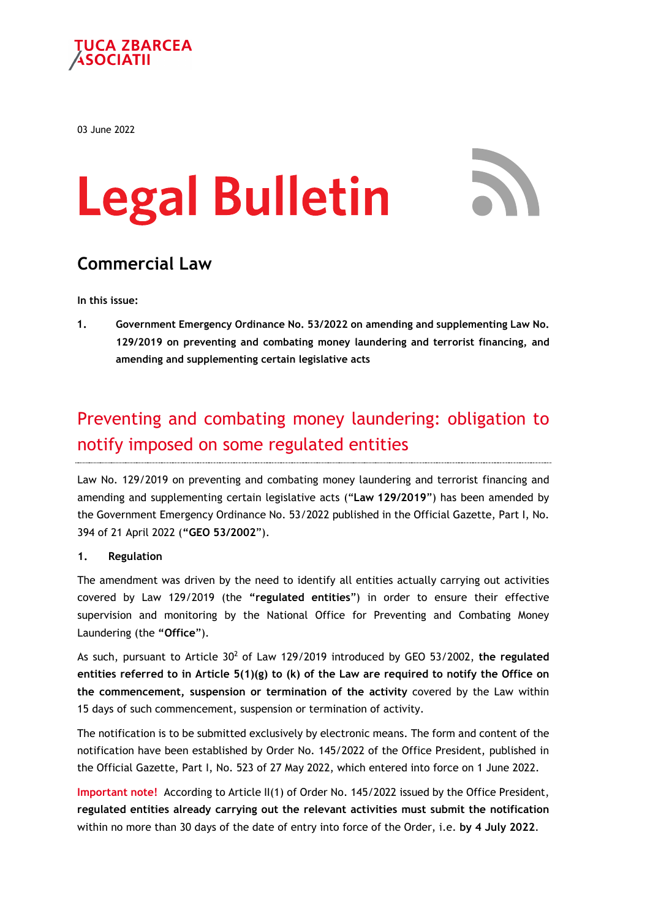TUCA ZBARCEA ASOCIATII

03 June 2022

# Legal Bulletin

## Commercial Law

**In this issue:**

1. **Government Emergency Ordinance No. 53/2022 on amending and supplementing Law No. 129/2019 on preventing and combating money laundering and terrorist financing, and amending and supplementing certain legislative acts**

## Preventing and combating money laundering: obligation to notify imposed on some regulated entities

Law No. 129/2019 on preventing and combating money laundering and terrorist financing and amending and supplementing certain legislative acts ("**Law 129/2019**") has been amended by the Government Emergency Ordinance No. 53/2022 published in the Official Gazette, Part I, No. 394 of 21 April 2022 ("**GEO 53/2002**").

### 1. Regulation

The amendment was driven by the need to identify all entities actually carrying out activities covered by Law 129/2019 (the "**regulated entities**") in order to ensure their effective supervision and monitoring by the National Office for Preventing and Combating Money Laundering (the "**Office**").

As such, pursuant to Article $30^2$ of Law 129/2019 introduced by GEO 53/2002, **the regulated entities referred to in Article 5(1)(g) to (k) of the Law are required to notify the Office on the commencement, suspension or termination of the activity** covered by the Law within 15 days of such commencement, suspension or termination of activity.

The notification is to be submitted exclusively by electronic means. The form and content of the notification have been established by Order No. 145/2022 of the Office President, published in the Official Gazette, Part I, No. 523 of 27 May 2022, which entered into force on 1 June 2022.

**Important note!** According to Article II(1) of Order No. 145/2022 issued by the Office President, **regulated entities already carrying out the relevant activities must submit the notification** within no more than 30 days of the date of entry into force of the Order, i.e. **by 4 July 2022**.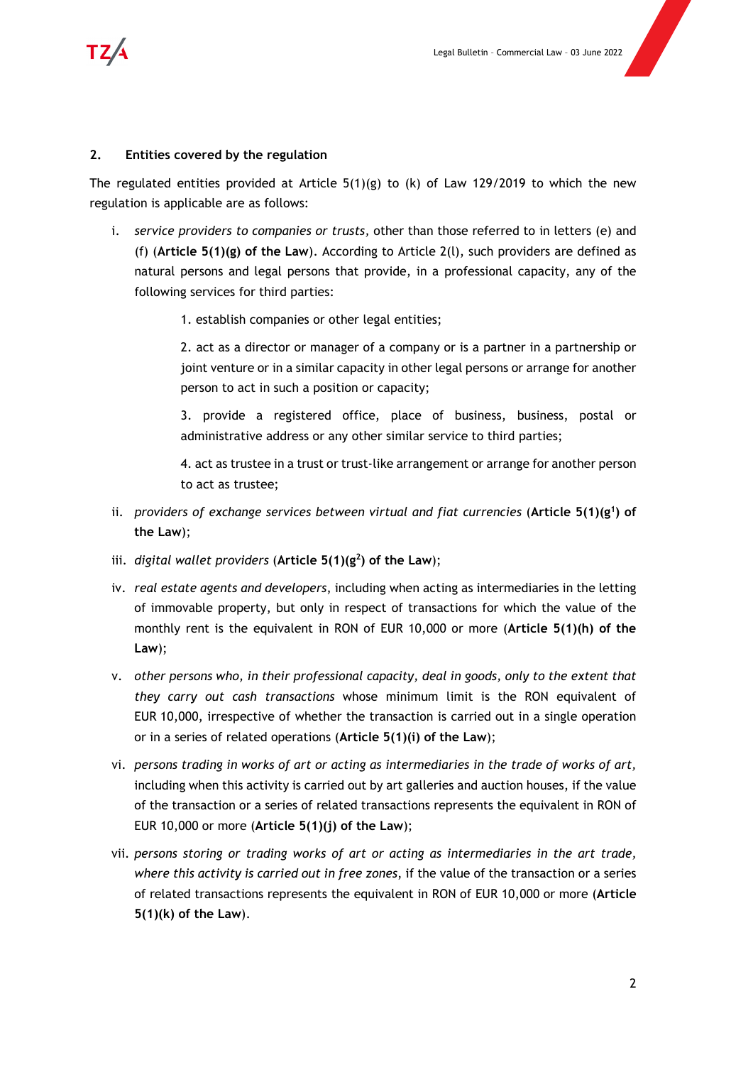## 2. Entities covered by the regulation

The regulated entities provided at Article 5(1)(g) to (k) of Law 129/2019 to which the new regulation is applicable are as follows:

i. *service providers to companies or trusts*, other than those referred to in letters (e) and (f) (**Article 5(1)(g) of the Law**). According to Article 2(l), such providers are defined as natural persons and legal persons that provide, in a professional capacity, any of the following services for third parties:

   1. establish companies or other legal entities;

   2. act as a director or manager of a company or is a partner in a partnership or joint venture or in a similar capacity in other legal persons or arrange for another person to act in such a position or capacity;

   3. provide a registered office, place of business, business, postal or administrative address or any other similar service to third parties;

   4. act as trustee in a trust or trust-like arrangement or arrange for another person to act as trustee;

ii. *providers of exchange services between virtual and fiat currencies* (**Article 5(1)($g^1$) of the Law**);

iii. *digital wallet providers* (**Article 5(1)($g^2$) of the Law**);

iv. *real estate agents and developers*, including when acting as intermediaries in the letting of immovable property, but only in respect of transactions for which the value of the monthly rent is the equivalent in RON of EUR 10,000 or more (**Article 5(1)(h) of the Law**);

v. *other persons who, in their professional capacity, deal in goods, only to the extent that they carry out cash transactions* whose minimum limit is the RON equivalent of EUR 10,000, irrespective of whether the transaction is carried out in a single operation or in a series of related operations (**Article 5(1)(i) of the Law**);

vi. *persons trading in works of art or acting as intermediaries in the trade of works of art,* including when this activity is carried out by art galleries and auction houses, if the value of the transaction or a series of related transactions represents the equivalent in RON of EUR 10,000 or more (**Article 5(1)(j) of the Law**);

vii. *persons storing or trading works of art or acting as intermediaries in the art trade, where this activity is carried out in free zones*, if the value of the transaction or a series of related transactions represents the equivalent in RON of EUR 10,000 or more (**Article 5(1)(k) of the Law**).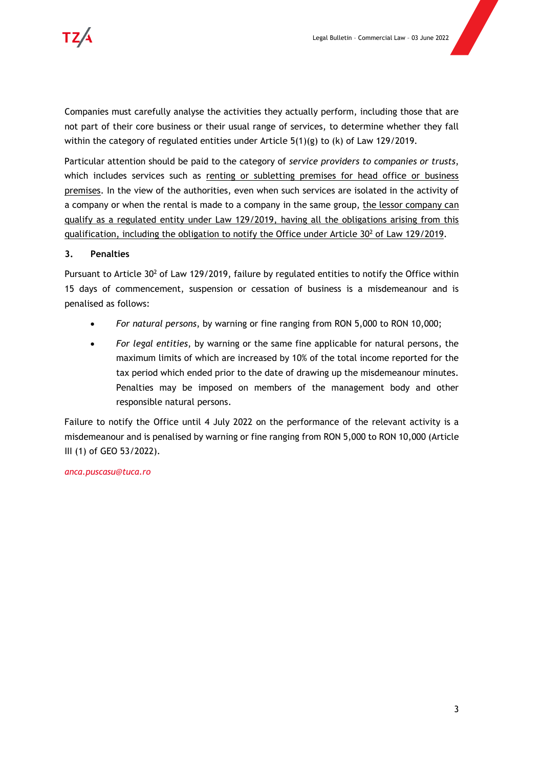Companies must carefully analyse the activities they actually perform, including those that are not part of their core business or their usual range of services, to determine whether they fall within the category of regulated entities under Article 5(1)(g) to (k) of Law 129/2019.

Particular attention should be paid to the category of *service providers to companies or trusts*, which includes services such as renting or subletting premises for head office or business premises. In the view of the authorities, even when such services are isolated in the activity of a company or when the rental is made to a company in the same group, the lessor company can qualify as a regulated entity under Law 129/2019, having all the obligations arising from this qualification, including the obligation to notify the Office under Article 30$^2$ of Law 129/2019.

### 3. Penalties

Pursuant to Article 30$^2$ of Law 129/2019, failure by regulated entities to notify the Office within 15 days of commencement, suspension or cessation of business is a misdemeanour and is penalised as follows:

- *For natural persons*, by warning or fine ranging from RON 5,000 to RON 10,000;
- *For legal entities*, by warning or the same fine applicable for natural persons, the maximum limits of which are increased by 10% of the total income reported for the tax period which ended prior to the date of drawing up the misdemeanour minutes. Penalties may be imposed on members of the management body and other responsible natural persons.

Failure to notify the Office until 4 July 2022 on the performance of the relevant activity is a misdemeanour and is penalised by warning or fine ranging from RON 5,000 to RON 10,000 (Article III (1) of GEO 53/2022).

*anca.puscasu@tuca.ro*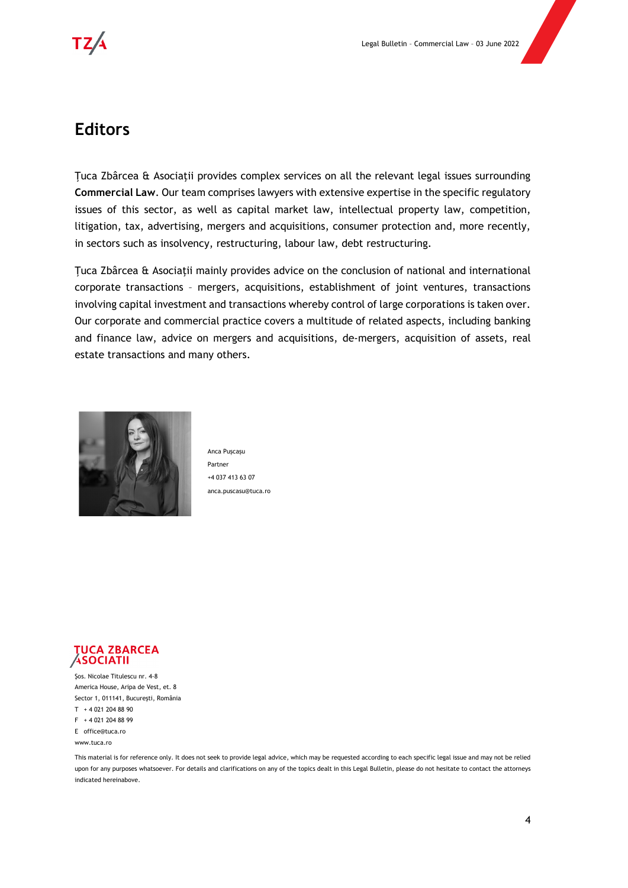# Editors

Ţuca Zbârcea & Asociaţii provides complex services on all the relevant legal issues surrounding **Commercial Law**. Our team comprises lawyers with extensive expertise in the specific regulatory issues of this sector, as well as capital market law, intellectual property law, competition, litigation, tax, advertising, mergers and acquisitions, consumer protection and, more recently, in sectors such as insolvency, restructuring, labour law, debt restructuring.

Ţuca Zbârcea & Asociaţii mainly provides advice on the conclusion of national and international corporate transactions – mergers, acquisitions, establishment of joint ventures, transactions involving capital investment and transactions whereby control of large corporations is taken over. Our corporate and commercial practice covers a multitude of related aspects, including banking and finance law, advice on mergers and acquisitions, de-mergers, acquisition of assets, real estate transactions and many others.

Anca Puşcaşu
Partner
+4 037 413 63 07
anca.puscasu@tuca.ro

TUCA ZBARCEA ASOCIATII

Şos. Nicolae Titulescu nr. 4-8
America House, Aripa de Vest, et. 8
Sector 1, 011141, Bucureşti, România
T + 4 021 204 88 90
F + 4 021 204 88 99
E office@tuca.ro
www.tuca.ro

This material is for reference only. It does not seek to provide legal advice, which may be requested according to each specific legal issue and may not be relied upon for any purposes whatsoever. For details and clarifications on any of the topics dealt in this Legal Bulletin, please do not hesitate to contact the attorneys indicated hereinabove.